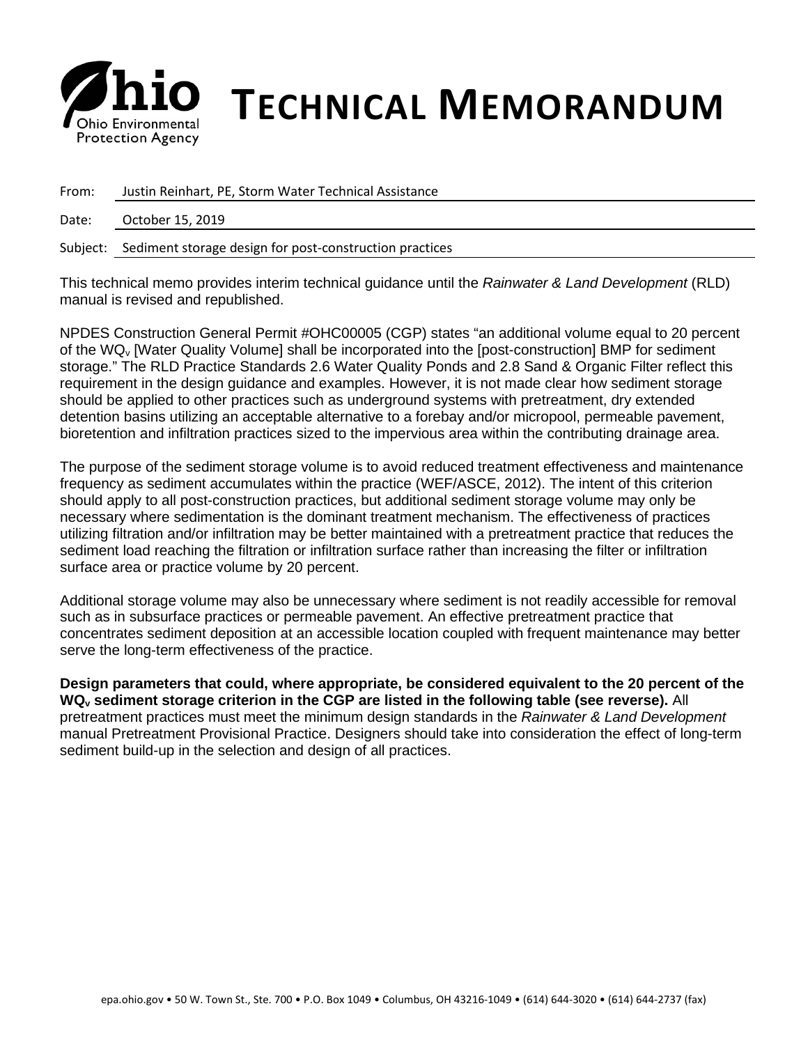# TECHNICAL MEMORANDUM

Ohio Environmental Protection Agency

| | |
|---|---|
| From: | Justin Reinhart, PE, Storm Water Technical Assistance |
| Date: | October 15, 2019 |
| Subject: | Sediment storage design for post-construction practices |

This technical memo provides interim technical guidance until the *Rainwater & Land Development* (RLD) manual is revised and republished.

NPDES Construction General Permit #OHC00005 (CGP) states "an additional volume equal to 20 percent of the $WQ_v$ [Water Quality Volume] shall be incorporated into the [post-construction] BMP for sediment storage." The RLD Practice Standards 2.6 Water Quality Ponds and 2.8 Sand & Organic Filter reflect this requirement in the design guidance and examples. However, it is not made clear how sediment storage should be applied to other practices such as underground systems with pretreatment, dry extended detention basins utilizing an acceptable alternative to a forebay and/or micropool, permeable pavement, bioretention and infiltration practices sized to the impervious area within the contributing drainage area.

The purpose of the sediment storage volume is to avoid reduced treatment effectiveness and maintenance frequency as sediment accumulates within the practice (WEF/ASCE, 2012). The intent of this criterion should apply to all post-construction practices, but additional sediment storage volume may only be necessary where sedimentation is the dominant treatment mechanism. The effectiveness of practices utilizing filtration and/or infiltration may be better maintained with a pretreatment practice that reduces the sediment load reaching the filtration or infiltration surface rather than increasing the filter or infiltration surface area or practice volume by 20 percent.

Additional storage volume may also be unnecessary where sediment is not readily accessible for removal such as in subsurface practices or permeable pavement. An effective pretreatment practice that concentrates sediment deposition at an accessible location coupled with frequent maintenance may better serve the long-term effectiveness of the practice.

**Design parameters that could, where appropriate, be considered equivalent to the 20 percent of the $WQ_v$ sediment storage criterion in the CGP are listed in the following table (see reverse).** All pretreatment practices must meet the minimum design standards in the *Rainwater & Land Development* manual Pretreatment Provisional Practice. Designers should take into consideration the effect of long-term sediment build-up in the selection and design of all practices.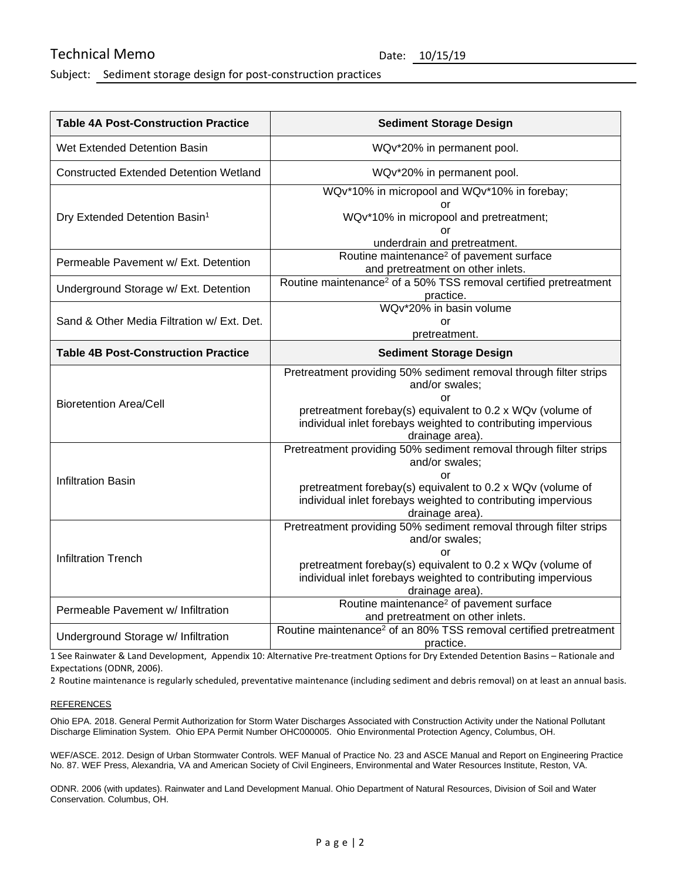# Technical Memo

Date: 10/15/19

Subject: Sediment storage design for post-construction practices

| Table 4A Post-Construction Practice | Sediment Storage Design |
|---|---|
| Wet Extended Detention Basin | WQv*20% in permanent pool. |
| Constructed Extended Detention Wetland | WQv*20% in permanent pool. |
| Dry Extended Detention Basin[1] | WQv*10% in micropool and WQv*10% in forebay; or WQv*10% in micropool and pretreatment; or underdrain and pretreatment. |
| Permeable Pavement w/ Ext. Detention | Routine maintenance[2] of pavement surface and pretreatment on other inlets. |
| Underground Storage w/ Ext. Detention | Routine maintenance[2] of a 50% TSS removal certified pretreatment practice. |
| Sand & Other Media Filtration w/ Ext. Det. | WQv*20% in basin volume or pretreatment. |
| **Table 4B Post-Construction Practice** | **Sediment Storage Design** |
| Bioretention Area/Cell | Pretreatment providing 50% sediment removal through filter strips and/or swales; or pretreatment forebay(s) equivalent to 0.2 x WQv (volume of individual inlet forebays weighted to contributing impervious drainage area). |
| Infiltration Basin | Pretreatment providing 50% sediment removal through filter strips and/or swales; or pretreatment forebay(s) equivalent to 0.2 x WQv (volume of individual inlet forebays weighted to contributing impervious drainage area). |
| Infiltration Trench | Pretreatment providing 50% sediment removal through filter strips and/or swales; or pretreatment forebay(s) equivalent to 0.2 x WQv (volume of individual inlet forebays weighted to contributing impervious drainage area). |
| Permeable Pavement w/ Infiltration | Routine maintenance[2] of pavement surface and pretreatment on other inlets. |
| Underground Storage w/ Infiltration | Routine maintenance[2] of an 80% TSS removal certified pretreatment practice. |

1 See Rainwater & Land Development, Appendix 10: Alternative Pre-treatment Options for Dry Extended Detention Basins – Rationale and Expectations (ODNR, 2006).

2 Routine maintenance is regularly scheduled, preventative maintenance (including sediment and debris removal) on at least an annual basis.

REFERENCES

Ohio EPA. 2018. General Permit Authorization for Storm Water Discharges Associated with Construction Activity under the National Pollutant Discharge Elimination System. Ohio EPA Permit Number OHC000005. Ohio Environmental Protection Agency, Columbus, OH.

WEF/ASCE. 2012. Design of Urban Stormwater Controls. WEF Manual of Practice No. 23 and ASCE Manual and Report on Engineering Practice No. 87. WEF Press, Alexandria, VA and American Society of Civil Engineers, Environmental and Water Resources Institute, Reston, VA.

ODNR. 2006 (with updates). Rainwater and Land Development Manual. Ohio Department of Natural Resources, Division of Soil and Water Conservation. Columbus, OH.